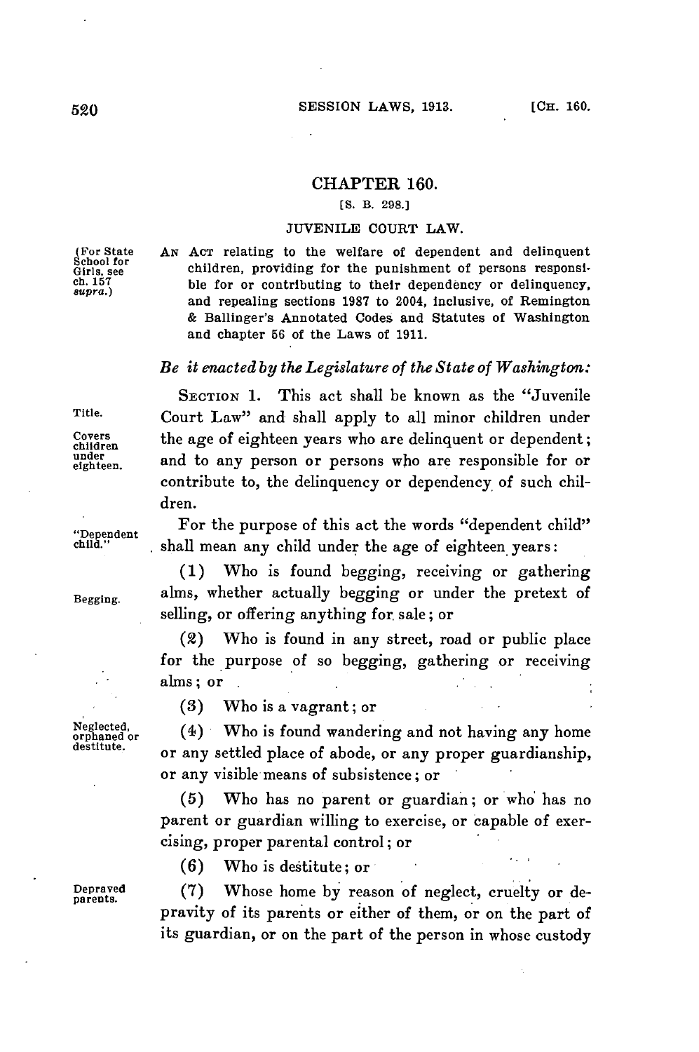# CHAPTER 160.

[S. B. 298.]

## JUVENILE COURT LAW.

(For State School for Girls, see ch. 157 *supra.*)

AN ACT relating to the welfare of dependent and delinquent children, providing for the punishment of persons responsible for or contributing to their dependency or delinquency, and repealing sections 1987 to 2004, inclusive, of Remington & Ballinger's Annotated Codes and Statutes of Washington and chapter 56 of the Laws of 1911.

*Be it enacted by the Legislature of the State of Washington:*

Title. Covers children under eighteen.

SECTION 1. This act shall be known as the "Juvenile Court Law" and shall apply to all minor children under the age of eighteen years who are delinquent or dependent; and to any person or persons who are responsible for or contribute to, the delinquency or dependency of such children.

"Dependent child."

For the purpose of this act the words "dependent child" shall mean any child under the age of eighteen years:

Begging.

(1) Who is found begging, receiving or gathering alms, whether actually begging or under the pretext of selling, or offering anything for sale; or

(2) Who is found in any street, road or public place for the purpose of so begging, gathering or receiving alms; or

(3) Who is a vagrant; or

Neglected, orphaned or destitute.

(4) Who is found wandering and not having any home or any settled place of abode, or any proper guardianship, or any visible means of subsistence; or

(5) Who has no parent or guardian; or who has no parent or guardian willing to exercise, or capable of exercising, proper parental control; or

(6) Who is destitute; or

Depraved parents.

(7) Whose home by reason of neglect, cruelty or depravity of its parents or either of them, or on the part of its guardian, or on the part of the person in whose custody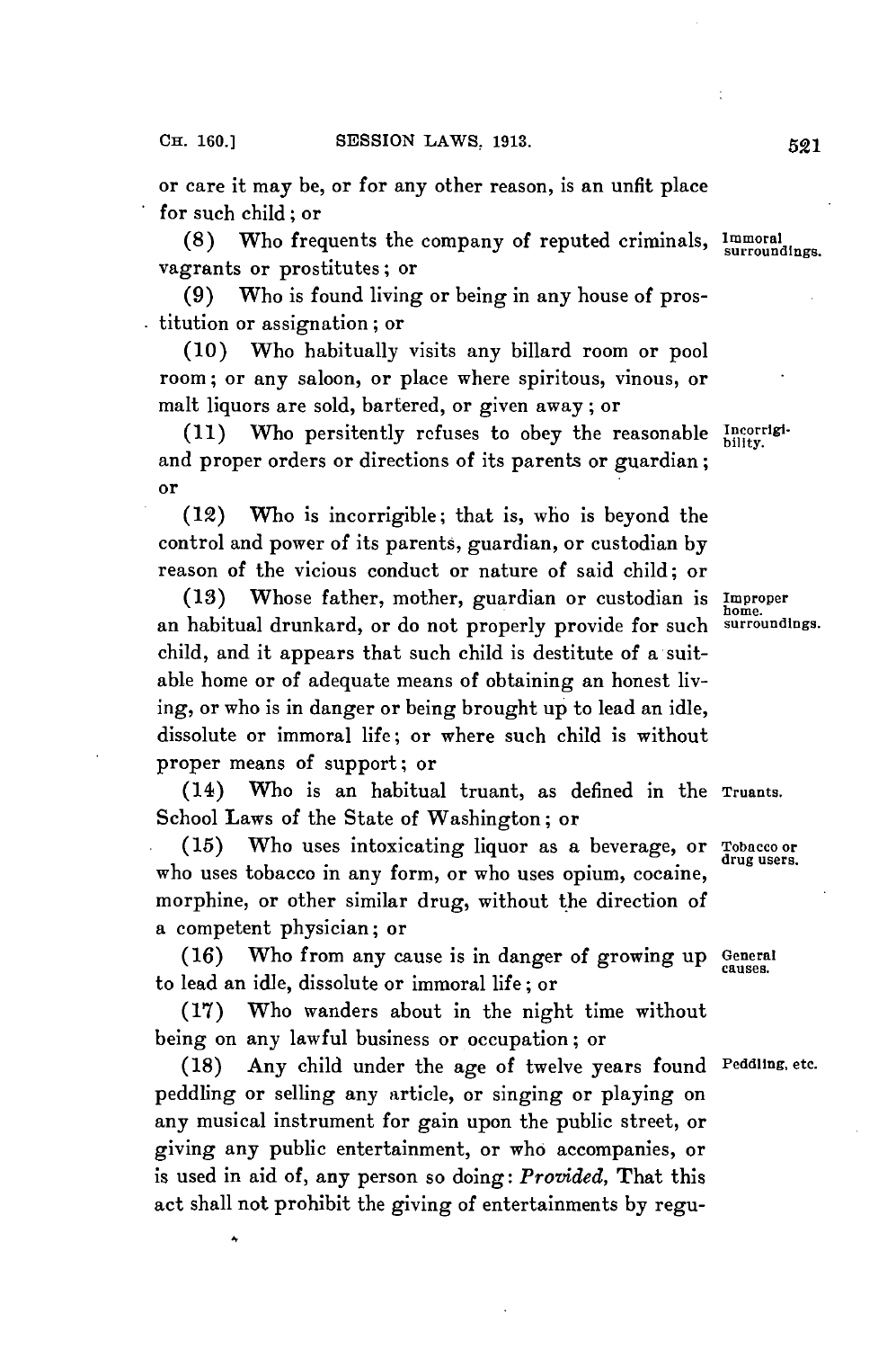or care it may be, or for any other reason, is an unfit place for such child; or

(8) Who frequents the company of reputed criminals, vagrants or prostitutes; or

Immoral surroundings.

(9) Who is found living or being in any house of prostitution or assignation; or

(10) Who habitually visits any billard room or pool room; or any saloon, or place where spiritous, vinous, or malt liquors are sold, bartered, or given away; or

(11) Who persitently refuses to obey the reasonable and proper orders or directions of its parents or guardian; or

Incorrigibility.

(12) Who is incorrigible; that is, who is beyond the control and power of its parents, guardian, or custodian by reason of the vicious conduct or nature of said child; or

(13) Whose father, mother, guardian or custodian is an habitual drunkard, or do not properly provide for such child, and it appears that such child is destitute of a suitable home or of adequate means of obtaining an honest living, or who is in danger or being brought up to lead an idle, dissolute or immoral life; or where such child is without proper means of support; or

Improper home. surroundings.

(14) Who is an habitual truant, as defined in the School Laws of the State of Washington; or

Truants.

(15) Who uses intoxicating liquor as a beverage, or who uses tobacco in any form, or who uses opium, cocaine, morphine, or other similar drug, without the direction of a competent physician; or

Tobacco or drug users.

(16) Who from any cause is in danger of growing up to lead an idle, dissolute or immoral life; or

General causes.

(17) Who wanders about in the night time without being on any lawful business or occupation; or

(18) Any child under the age of twelve years found peddling or selling any article, or singing or playing on any musical instrument for gain upon the public street, or giving any public entertainment, or who accompanies, or is used in aid of, any person so doing: *Provided,* That this act shall not prohibit the giving of entertainments by regu-

Peddling, etc.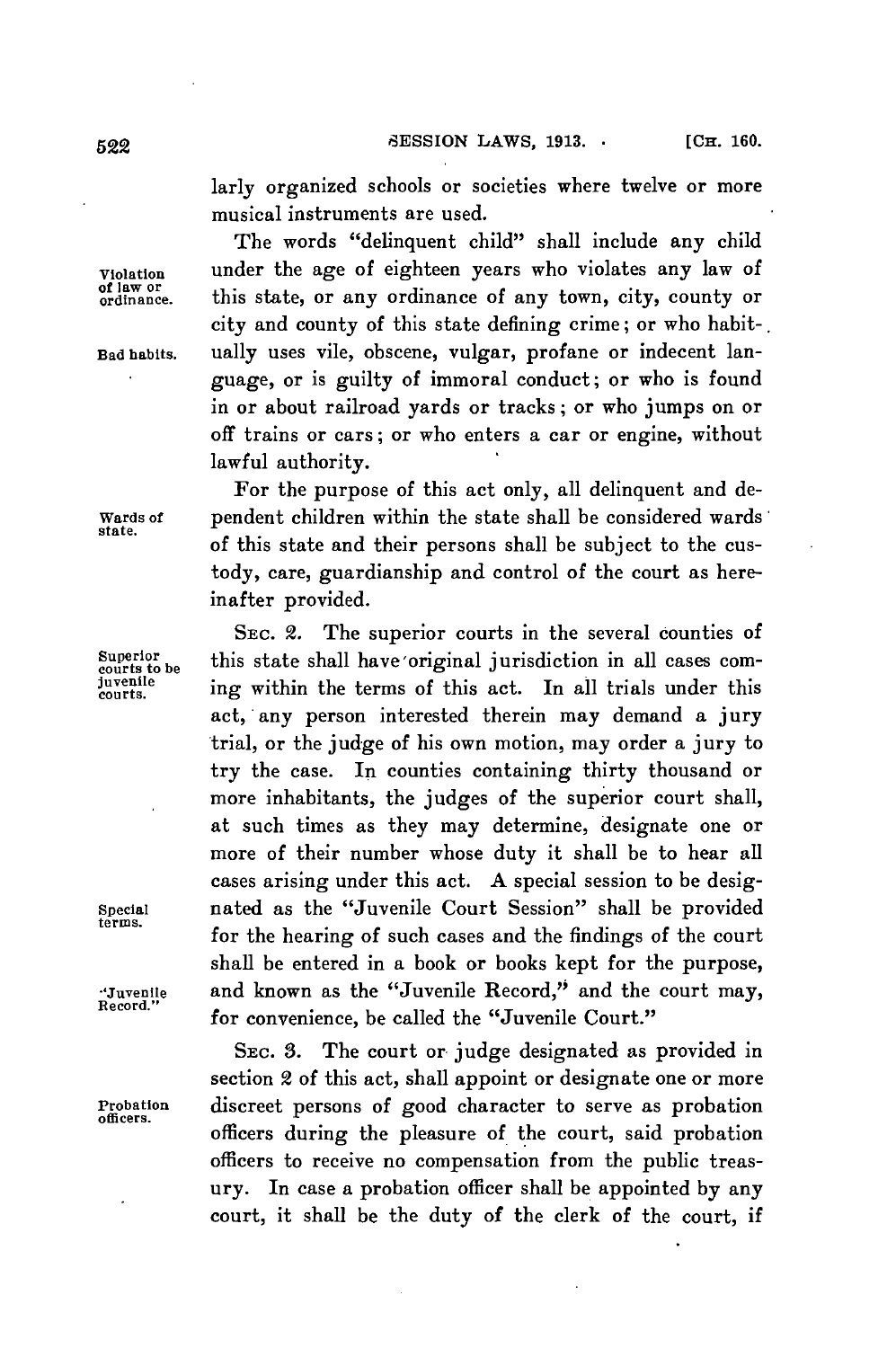larly organized schools or societies where twelve or more musical instruments are used.

The words "delinquent child" shall include any child under the age of eighteen years who violates any law of this state, or any ordinance of any town, city, county or city and county of this state defining crime; or who habitually uses vile, obscene, vulgar, profane or indecent language, or is guilty of immoral conduct; or who is found in or about railroad yards or tracks; or who jumps on or off trains or cars; or who enters a car or engine, without lawful authority.

Violation of law or ordinance.

Bad habits.

For the purpose of this act only, all delinquent and dependent children within the state shall be considered wards of this state and their persons shall be subject to the custody, care, guardianship and control of the court as hereinafter provided.

Wards of state.

SEC. 2. The superior courts in the several counties of this state shall have original jurisdiction in all cases coming within the terms of this act. In all trials under this act, any person interested therein may demand a jury trial, or the judge of his own motion, may order a jury to try the case. In counties containing thirty thousand or more inhabitants, the judges of the superior court shall, at such times as they may determine, designate one or more of their number whose duty it shall be to hear all cases arising under this act. A special session to be designated as the "Juvenile Court Session" shall be provided for the hearing of such cases and the findings of the court shall be entered in a book or books kept for the purpose, and known as the "Juvenile Record," and the court may, for convenience, be called the "Juvenile Court."

Superior courts to be juvenile courts.

Special terms.

"Juvenile Record."

SEC. 3. The court or judge designated as provided in section 2 of this act, shall appoint or designate one or more discreet persons of good character to serve as probation officers during the pleasure of the court, said probation officers to receive no compensation from the public treasury. In case a probation officer shall be appointed by any court, it shall be the duty of the clerk of the court, if

Probation officers.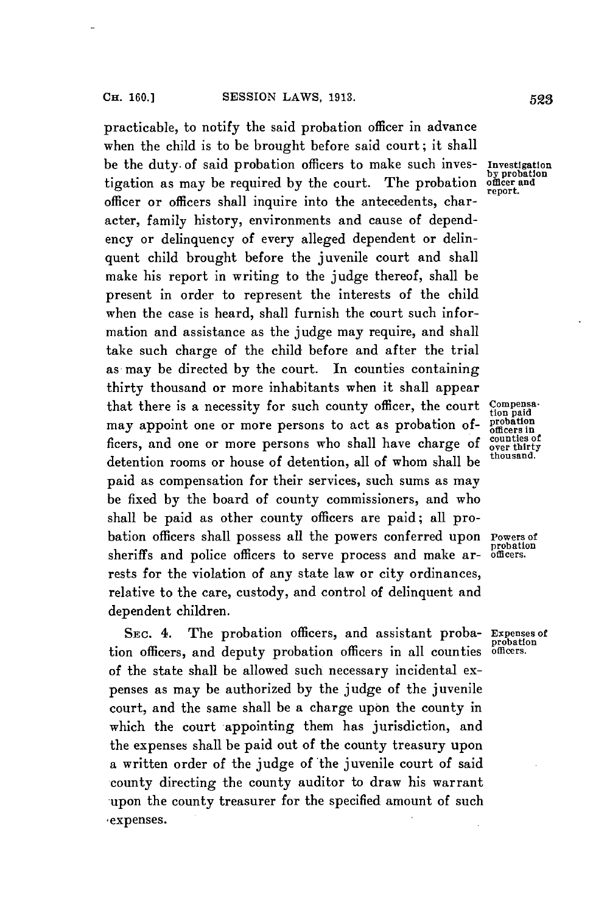practicable, to notify the said probation officer in advance when the child is to be brought before said court; it shall be the duty of said probation officers to make such investigation as may be required by the court. The probation officer or officers shall inquire into the antecedents, character, family history, environments and cause of dependency or delinquency of every alleged dependent or delinquent child brought before the juvenile court and shall make his report in writing to the judge thereof, shall be present in order to represent the interests of the child when the case is heard, shall furnish the court such information and assistance as the judge may require, and shall take such charge of the child before and after the trial as may be directed by the court. In counties containing thirty thousand or more inhabitants when it shall appear that there is a necessity for such county officer, the court may appoint one or more persons to act as probation officers, and one or more persons who shall have charge of detention rooms or house of detention, all of whom shall be paid as compensation for their services, such sums as may be fixed by the board of county commissioners, and who shall be paid as other county officers are paid; all probation officers shall possess all the powers conferred upon sheriffs and police officers to serve process and make arrests for the violation of any state law or city ordinances, relative to the care, custody, and control of delinquent and dependent children.

*Investigation by probation officer and report.*

*Compensation paid probation officers in counties of over thirty thousand.*

*Powers of probation officers.*

SEC. 4. The probation officers, and assistant probation officers, and deputy probation officers in all counties of the state shall be allowed such necessary incidental expenses as may be authorized by the judge of the juvenile court, and the same shall be a charge upon the county in which the court appointing them has jurisdiction, and the expenses shall be paid out of the county treasury upon a written order of the judge of the juvenile court of said county directing the county auditor to draw his warrant upon the county treasurer for the specified amount of such expenses.

*Expenses of probation officers.*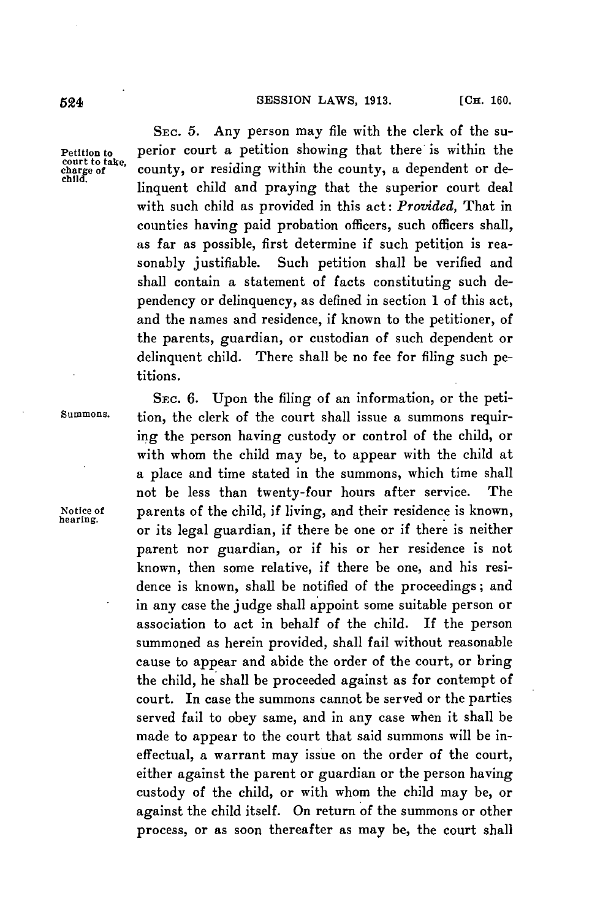SEC. 5. Any person may file with the clerk of the superior court a petition showing that there is within the county, or residing within the county, a dependent or delinquent child and praying that the superior court deal with such child as provided in this act: *Provided,* That in counties having paid probation officers, such officers shall, as far as possible, first determine if such petition is reasonably justifiable. Such petition shall be verified and shall contain a statement of facts constituting such dependency or delinquency, as defined in section 1 of this act, and the names and residence, if known to the petitioner, of the parents, guardian, or custodian of such dependent or delinquent child. There shall be no fee for filing such petitions.

Petition to court to take, charge of child.

SEC. 6. Upon the filing of an information, or the petition, the clerk of the court shall issue a summons requiring the person having custody or control of the child, or with whom the child may be, to appear with the child at a place and time stated in the summons, which time shall not be less than twenty-four hours after service. The parents of the child, if living, and their residence is known, or its legal guardian, if there be one or if there is neither parent nor guardian, or if his or her residence is not known, then some relative, if there be one, and his residence is known, shall be notified of the proceedings; and in any case the judge shall appoint some suitable person or association to act in behalf of the child. If the person summoned as herein provided, shall fail without reasonable cause to appear and abide the order of the court, or bring the child, he shall be proceeded against as for contempt of court. In case the summons cannot be served or the parties served fail to obey same, and in any case when it shall be made to appear to the court that said summons will be ineffectual, a warrant may issue on the order of the court, either against the parent or guardian or the person having custody of the child, or with whom the child may be, or against the child itself. On return of the summons or other process, or as soon thereafter as may be, the court shall

Summons.

Notice of hearing.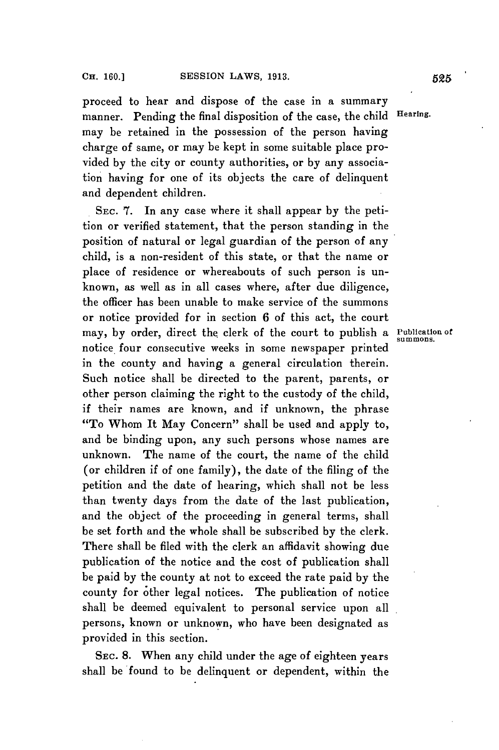proceed to hear and dispose of the case in a summary manner. Pending the final disposition of the case, the child may be retained in the possession of the person having charge of same, or may be kept in some suitable place provided by the city or county authorities, or by any association having for one of its objects the care of delinquent and dependent children.

Hearing.

SEC. 7. In any case where it shall appear by the petition or verified statement, that the person standing in the position of natural or legal guardian of the person of any child, is a non-resident of this state, or that the name or place of residence or whereabouts of such person is unknown, as well as in all cases where, after due diligence, the officer has been unable to make service of the summons or notice provided for in section 6 of this act, the court may, by order, direct the clerk of the court to publish a notice four consecutive weeks in some newspaper printed in the county and having a general circulation therein. Such notice shall be directed to the parent, parents, or other person claiming the right to the custody of the child, if their names are known, and if unknown, the phrase "To Whom It May Concern" shall be used and apply to, and be binding upon, any such persons whose names are unknown. The name of the court, the name of the child (or children if of one family), the date of the filing of the petition and the date of hearing, which shall not be less than twenty days from the date of the last publication, and the object of the proceeding in general terms, shall be set forth and the whole shall be subscribed by the clerk. There shall be filed with the clerk an affidavit showing due publication of the notice and the cost of publication shall be paid by the county at not to exceed the rate paid by the county for other legal notices. The publication of notice shall be deemed equivalent to personal service upon all persons, known or unknown, who have been designated as provided in this section.

Publication of summons.

SEC. 8. When any child under the age of eighteen years shall be found to be delinquent or dependent, within the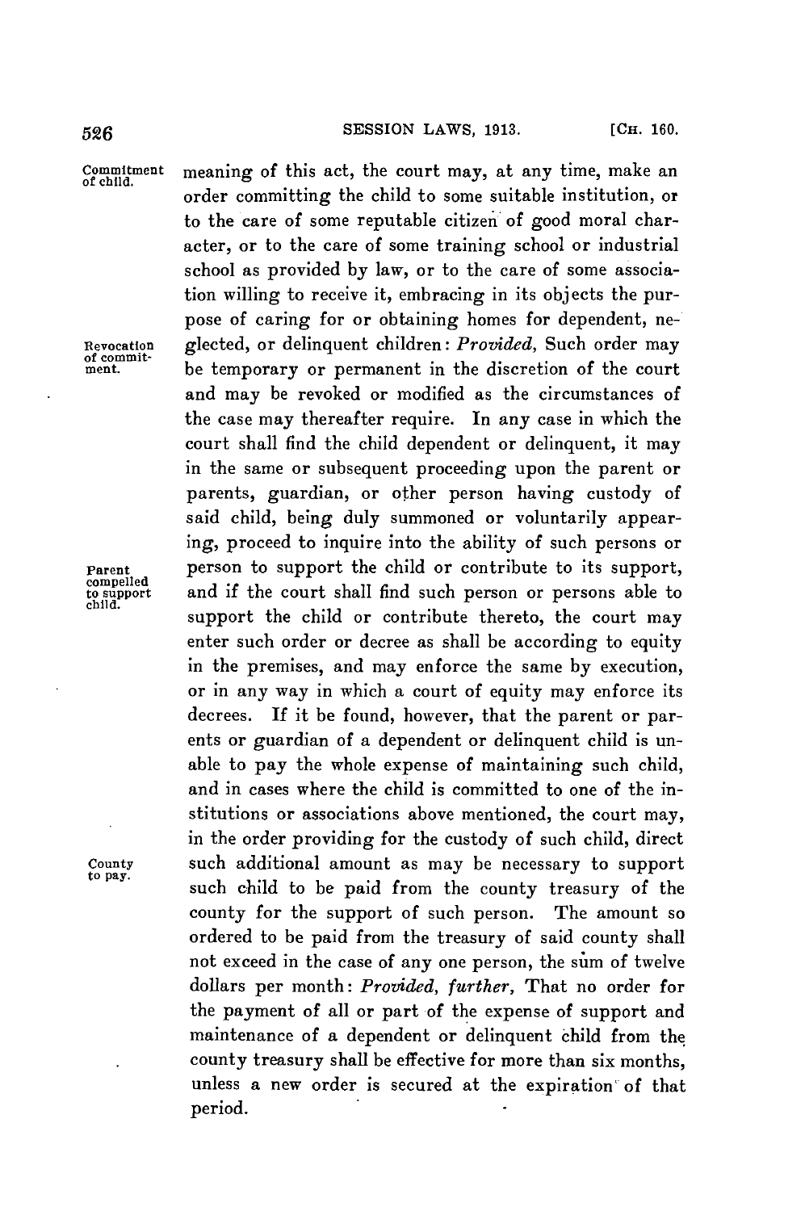meaning of this act, the court may, at any time, make an order committing the child to some suitable institution, or to the care of some reputable citizen of good moral character, or to the care of some training school or industrial school as provided by law, or to the care of some association willing to receive it, embracing in its objects the purpose of caring for or obtaining homes for dependent, neglected, or delinquent children: *Provided*, Such order may be temporary or permanent in the discretion of the court and may be revoked or modified as the circumstances of the case may thereafter require. In any case in which the court shall find the child dependent or delinquent, it may in the same or subsequent proceeding upon the parent or parents, guardian, or other person having custody of said child, being duly summoned or voluntarily appearing, proceed to inquire into the ability of such persons or person to support the child or contribute to its support, and if the court shall find such person or persons able to support the child or contribute thereto, the court may enter such order or decree as shall be according to equity in the premises, and may enforce the same by execution, or in any way in which a court of equity may enforce its decrees. If it be found, however, that the parent or parents or guardian of a dependent or delinquent child is unable to pay the whole expense of maintaining such child, and in cases where the child is committed to one of the institutions or associations above mentioned, the court may, in the order providing for the custody of such child, direct such additional amount as may be necessary to support such child to be paid from the county treasury of the county for the support of such person. The amount so ordered to be paid from the treasury of said county shall not exceed in the case of any one person, the sum of twelve dollars per month: *Provided, further*, That no order for the payment of all or part of the expense of support and maintenance of a dependent or delinquent child from the county treasury shall be effective for more than six months, unless a new order is secured at the expiration of that period.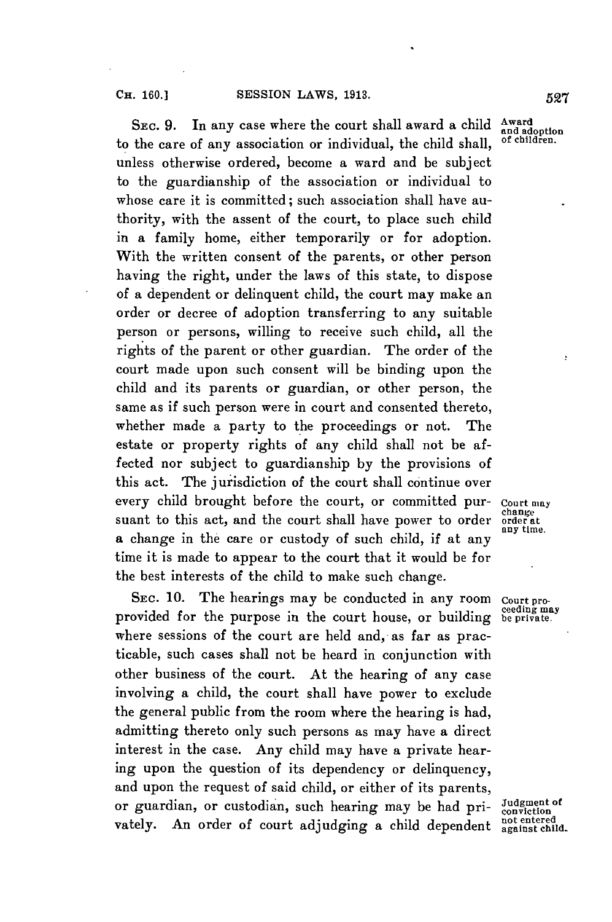SEC. 9. In any case where the court shall award a child to the care of any association or individual, the child shall, unless otherwise ordered, become a ward and be subject to the guardianship of the association or individual to whose care it is committed; such association shall have authority, with the assent of the court, to place such child in a family home, either temporarily or for adoption. With the written consent of the parents, or other person having the right, under the laws of this state, to dispose of a dependent or delinquent child, the court may make an order or decree of adoption transferring to any suitable person or persons, willing to receive such child, all the rights of the parent or other guardian. The order of the court made upon such consent will be binding upon the child and its parents or guardian, or other person, the same as if such person were in court and consented thereto, whether made a party to the proceedings or not. The estate or property rights of any child shall not be affected nor subject to guardianship by the provisions of this act. The jurisdiction of the court shall continue over every child brought before the court, or committed pursuant to this act, and the court shall have power to order a change in the care or custody of such child, if at any time it is made to appear to the court that it would be for the best interests of the child to make such change.

*Award and adoption of children.*

*Court may change order at any time.*

SEC. 10. The hearings may be conducted in any room provided for the purpose in the court house, or building where sessions of the court are held and, as far as practicable, such cases shall not be heard in conjunction with other business of the court. At the hearing of any case involving a child, the court shall have power to exclude the general public from the room where the hearing is had, admitting thereto only such persons as may have a direct interest in the case. Any child may have a private hearing upon the question of its dependency or delinquency, and upon the request of said child, or either of its parents, or guardian, or custodian, such hearing may be had privately. An order of court adjudging a child dependent

*Court proceeding may be private.*

*Judgment of conviction not entered against child.*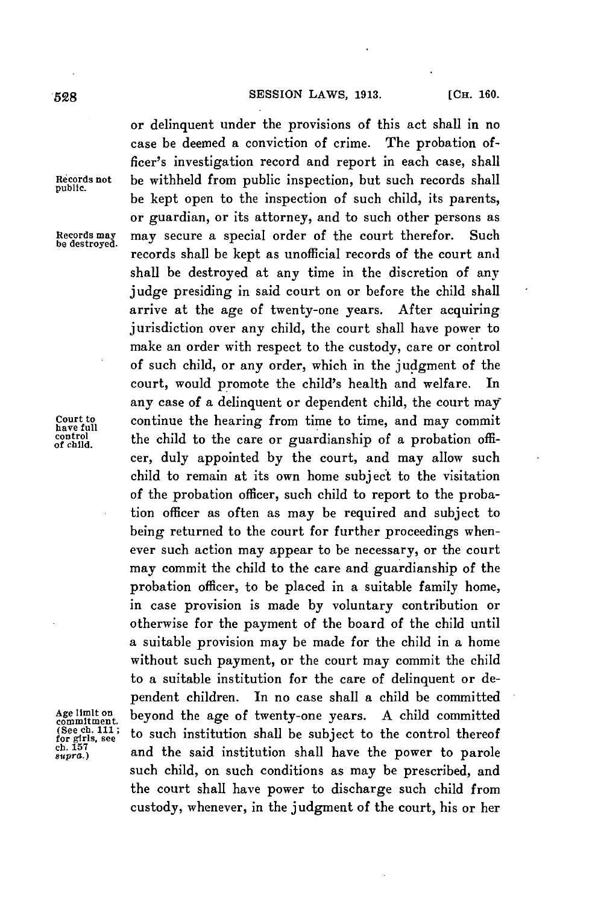or delinquent under the provisions of this act shall in no case be deemed a conviction of crime. The probation officer's investigation record and report in each case, shall be withheld from public inspection, but such records shall be kept open to the inspection of such child, its parents, or guardian, or its attorney, and to such other persons as may secure a special order of the court therefor. Such records shall be kept as unofficial records of the court and shall be destroyed at any time in the discretion of any judge presiding in said court on or before the child shall arrive at the age of twenty-one years. After acquiring jurisdiction over any child, the court shall have power to make an order with respect to the custody, care or control of such child, or any order, which in the judgment of the court, would promote the child's health and welfare. In any case of a delinquent or dependent child, the court may continue the hearing from time to time, and may commit the child to the care or guardianship of a probation officer, duly appointed by the court, and may allow such child to remain at its own home subject to the visitation of the probation officer, such child to report to the probation officer as often as may be required and subject to being returned to the court for further proceedings whenever such action may appear to be necessary, or the court may commit the child to the care and guardianship of the probation officer, to be placed in a suitable family home, in case provision is made by voluntary contribution or otherwise for the payment of the board of the child until a suitable provision may be made for the child in a home without such payment, or the court may commit the child to a suitable institution for the care of delinquent or dependent children. In no case shall a child be committed beyond the age of twenty-one years. A child committed to such institution shall be subject to the control thereof and the said institution shall have the power to parole such child, on such conditions as may be prescribed, and the court shall have power to discharge such child from custody, whenever, in the judgment of the court, his or her

Records not public.

Records may be destroyed.

Court to have full control of child.

Age limit on commitment. (See ch. 111; for girls, see ch. 157 *supra.*)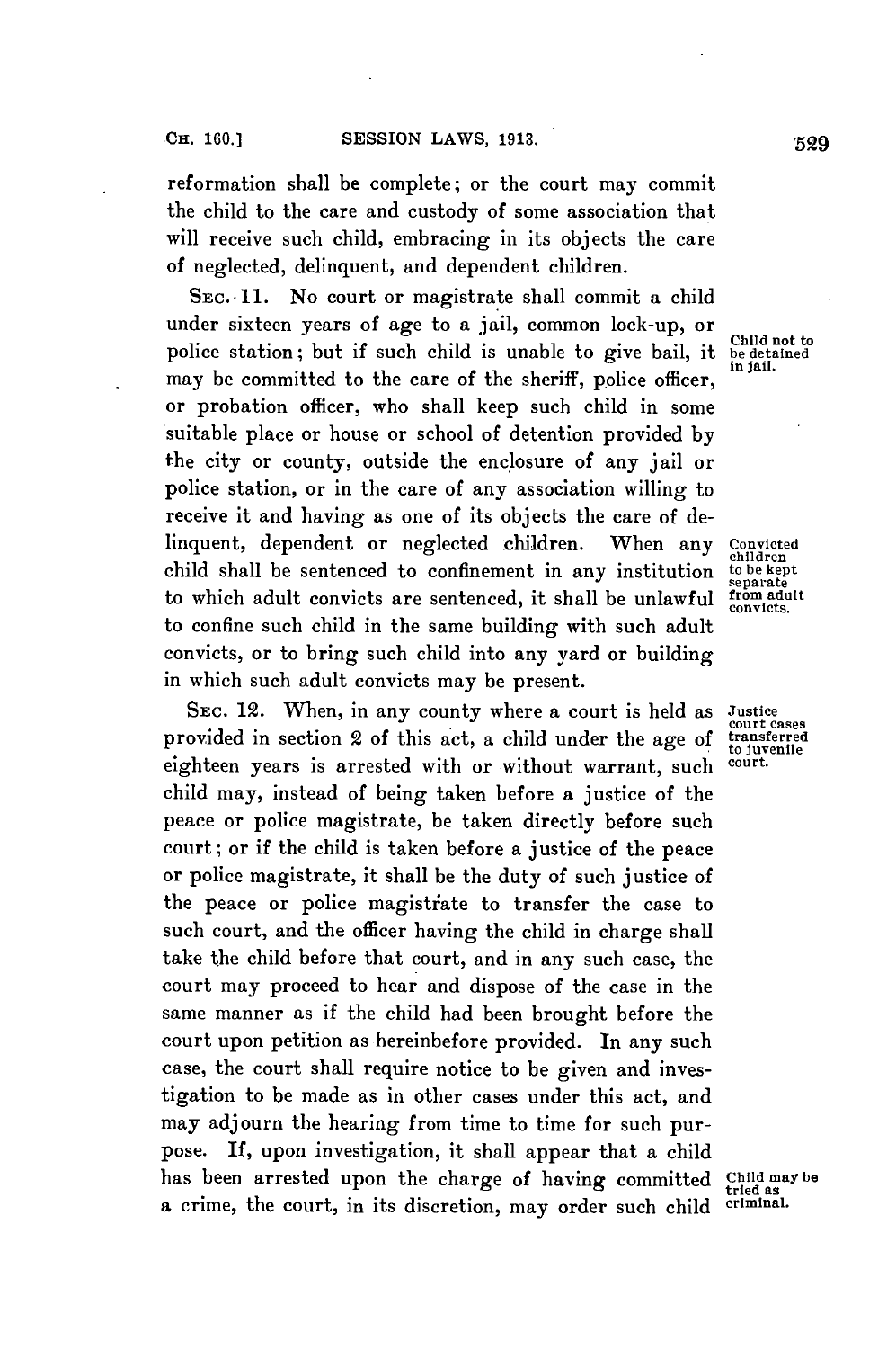reformation shall be complete; or the court may commit the child to the care and custody of some association that will receive such child, embracing in its objects the care of neglected, delinquent, and dependent children.

SEC. 11. No court or magistrate shall commit a child under sixteen years of age to a jail, common lock-up, or police station; but if such child is unable to give bail, it may be committed to the care of the sheriff, police officer, or probation officer, who shall keep such child in some suitable place or house or school of detention provided by the city or county, outside the enclosure of any jail or police station, or in the care of any association willing to receive it and having as one of its objects the care of delinquent, dependent or neglected children. When any child shall be sentenced to confinement in any institution to which adult convicts are sentenced, it shall be unlawful to confine such child in the same building with such adult convicts, or to bring such child into any yard or building in which such adult convicts may be present.

*Child not to be detained in jail.*

*Convicted children to be kept separate from adult convicts.*

SEC. 12. When, in any county where a court is held as provided in section 2 of this act, a child under the age of eighteen years is arrested with or without warrant, such child may, instead of being taken before a justice of the peace or police magistrate, be taken directly before such court; or if the child is taken before a justice of the peace or police magistrate, it shall be the duty of such justice of the peace or police magistrate to transfer the case to such court, and the officer having the child in charge shall take the child before that court, and in any such case, the court may proceed to hear and dispose of the case in the same manner as if the child had been brought before the court upon petition as hereinbefore provided. In any such case, the court shall require notice to be given and investigation to be made as in other cases under this act, and may adjourn the hearing from time to time for such purpose. If, upon investigation, it shall appear that a child has been arrested upon the charge of having committed a crime, the court, in its discretion, may order such child

*Justice court cases transferred to juvenile court.*

*Child may be tried as criminal.*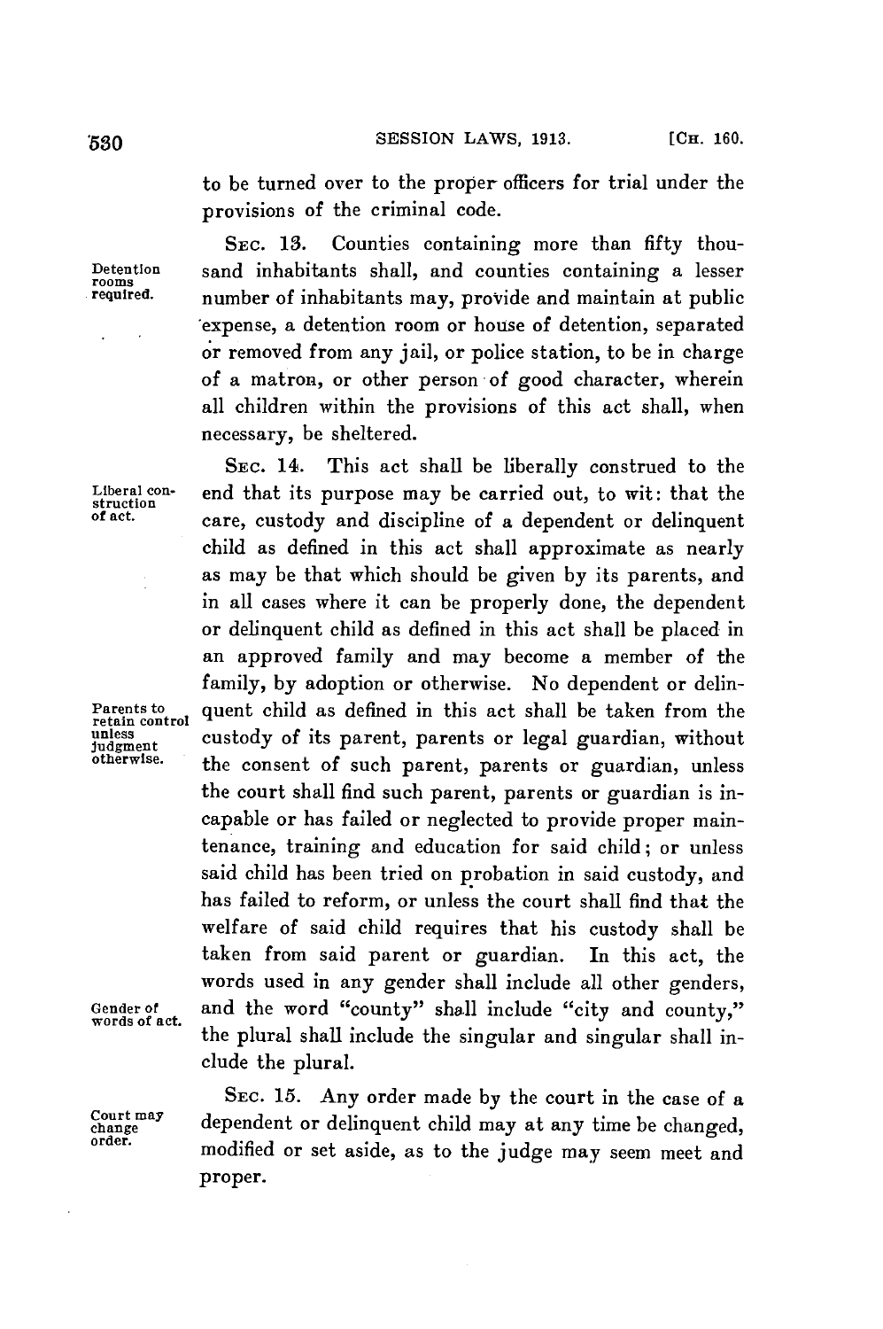to be turned over to the proper officers for trial under the provisions of the criminal code.

Detention rooms required.

SEC. 13. Counties containing more than fifty thousand inhabitants shall, and counties containing a lesser number of inhabitants may, provide and maintain at public expense, a detention room or house of detention, separated or removed from any jail, or police station, to be in charge of a matron, or other person of good character, wherein all children within the provisions of this act shall, when necessary, be sheltered.

Liberal construction of act.

SEC. 14. This act shall be liberally construed to the end that its purpose may be carried out, to wit: that the care, custody and discipline of a dependent or delinquent child as defined in this act shall approximate as nearly as may be that which should be given by its parents, and in all cases where it can be properly done, the dependent or delinquent child as defined in this act shall be placed in an approved family and may become a member of the family, by adoption or otherwise. No dependent or delinquent child as defined in this act shall be taken from the custody of its parent, parents or legal guardian, without the consent of such parent, parents or guardian, unless the court shall find such parent, parents or guardian is incapable or has failed or neglected to provide proper maintenance, training and education for said child; or unless said child has been tried on probation in said custody, and has failed to reform, or unless the court shall find that the welfare of said child requires that his custody shall be taken from said parent or guardian. In this act, the words used in any gender shall include all other genders, and the word "county" shall include "city and county," the plural shall include the singular and singular shall include the plural.

Parents to retain control unless judgment otherwise.

Gender of words of act.

Court may change order.

SEC. 15. Any order made by the court in the case of a dependent or delinquent child may at any time be changed, modified or set aside, as to the judge may seem meet and proper.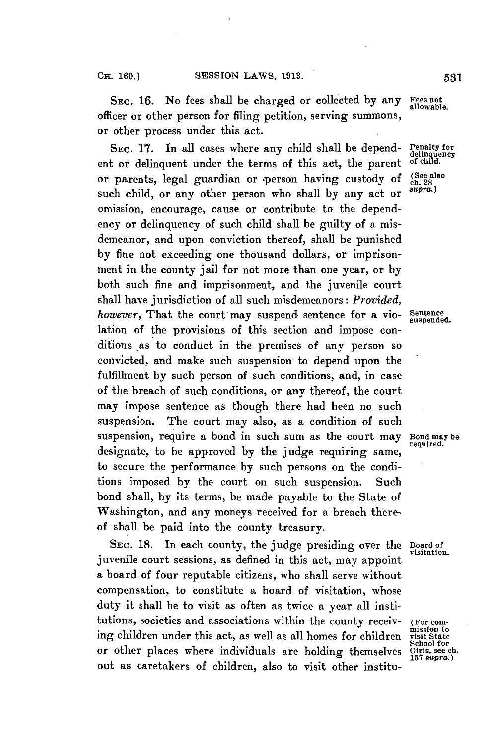SEC. 16. No fees shall be charged or collected by any officer or other person for filing petition, serving summons, or other process under this act.

Fees not allowable.

SEC. 17. In all cases where any child shall be dependent or delinquent under the terms of this act, the parent or parents, legal guardian or person having custody of such child, or any other person who shall by any act or omission, encourage, cause or contribute to the dependency or delinquency of such child shall be guilty of a misdemeanor, and upon conviction thereof, shall be punished by fine not exceeding one thousand dollars, or imprisonment in the county jail for not more than one year, or by both such fine and imprisonment, and the juvenile court shall have jurisdiction of all such misdemeanors: *Provided, however*, That the court may suspend sentence for a violation of the provisions of this section and impose conditions as to conduct in the premises of any person so convicted, and make such suspension to depend upon the fulfillment by such person of such conditions, and, in case of the breach of such conditions, or any thereof, the court may impose sentence as though there had been no such suspension. The court may also, as a condition of such suspension, require a bond in such sum as the court may designate, to be approved by the judge requiring same, to secure the performance by such persons on the conditions imposed by the court on such suspension. Such bond shall, by its terms, be made payable to the State of Washington, and any moneys received for a breach thereof shall be paid into the county treasury.

Penalty for delinquency of child. (See also ch. 28 *supra*.)

Sentence suspended.

Bond may be required.

SEC. 18. In each county, the judge presiding over the juvenile court sessions, as defined in this act, may appoint a board of four reputable citizens, who shall serve without compensation, to constitute a board of visitation, whose duty it shall be to visit as often as twice a year all institutions, societies and associations within the county receiving children under this act, as well as all homes for children or other places where individuals are holding themselves out as caretakers of children, also to visit other institu-

Board of visitation.

(For commission to visit State School for Girls, see ch. 157 *supra*.)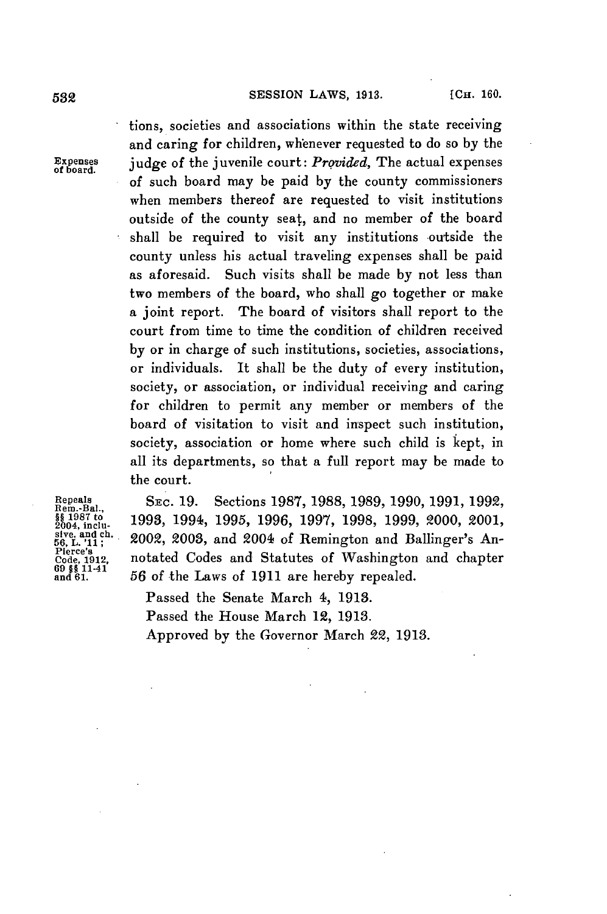tions, societies and associations within the state receiving and caring for children, whenever requested to do so by the judge of the juvenile court: *Provided*, The actual expenses of such board may be paid by the county commissioners when members thereof are requested to visit institutions outside of the county seat, and no member of the board shall be required to visit any institutions outside the county unless his actual traveling expenses shall be paid as aforesaid. Such visits shall be made by not less than two members of the board, who shall go together or make a joint report. The board of visitors shall report to the court from time to time the condition of children received by or in charge of such institutions, societies, associations, or individuals. It shall be the duty of every institution, society, or association, or individual receiving and caring for children to permit any member or members of the board of visitation to visit and inspect such institution, society, association or home where such child is kept, in all its departments, so that a full report may be made to the court.

Expenses of board.

SEC. 19. Sections 1987, 1988, 1989, 1990, 1991, 1992, 1993, 1994, 1995, 1996, 1997, 1998, 1999, 2000, 2001, 2002, 2003, and 2004 of Remington and Ballinger's Annotated Codes and Statutes of Washington and chapter 56 of the Laws of 1911 are hereby repealed.

Repeals Rem.-Bal., §§ 1987 to 2004, inclusive, and ch. 56, L. '11; Pierce's Code, 1912, 69 §§ 11-41 and 61.

Passed the Senate March 4, 1913.

Passed the House March 12, 1913.

Approved by the Governor March 22, 1913.